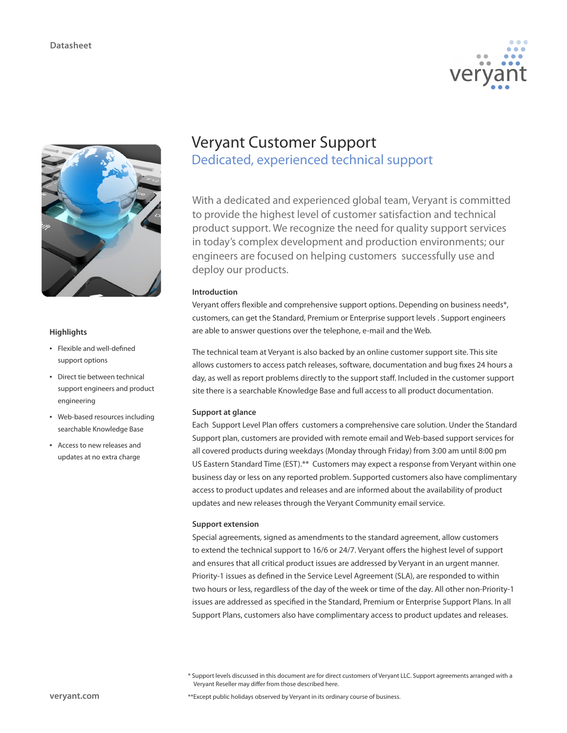Datasheet

# Veryant Customer Support

## Dedicated, experienced technical support

With a dedicated and experienced global team, Veryant is committed to provide the highest level of customer satisfaction and technical product support. We recognize the need for quality support services in today's complex development and production environments; our engineers are focused on helping customers successfully use and deploy our products.

### Highlights

- Flexible and well-defined support options
- Direct tie between technical support engineers and product engineering
- Web-based resources including searchable Knowledge Base
- Access to new releases and updates at no extra charge

### Introduction

Veryant offers flexible and comprehensive support options. Depending on business needs*, customers, can get the Standard, Premium or Enterprise support levels . Support engineers are able to answer questions over the telephone, e-mail and the Web.

The technical team at Veryant is also backed by an online customer support site. This site allows customers to access patch releases, software, documentation and bug fixes 24 hours a day, as well as report problems directly to the support staff. Included in the customer support site there is a searchable Knowledge Base and full access to all product documentation.

### Support at glance

Each Support Level Plan offers customers a comprehensive care solution. Under the Standard Support plan, customers are provided with remote email and Web-based support services for all covered products during weekdays (Monday through Friday) from 3:00 am until 8:00 pm US Eastern Standard Time (EST).** Customers may expect a response from Veryant within one business day or less on any reported problem. Supported customers also have complimentary access to product updates and releases and are informed about the availability of product updates and new releases through the Veryant Community email service.

### Support extension

Special agreements, signed as amendments to the standard agreement, allow customers to extend the technical support to 16/6 or 24/7. Veryant offers the highest level of support and ensures that all critical product issues are addressed by Veryant in an urgent manner. Priority-1 issues as defined in the Service Level Agreement (SLA), are responded to within two hours or less, regardless of the day of the week or time of the day. All other non-Priority-1 issues are addressed as specified in the Standard, Premium or Enterprise Support Plans. In all Support Plans, customers also have complimentary access to product updates and releases.

* Support levels discussed in this document are for direct customers of Veryant LLC. Support agreements arranged with a Veryant Reseller may differ from those described here.

**Except public holidays observed by Veryant in its ordinary course of business.

veryant.com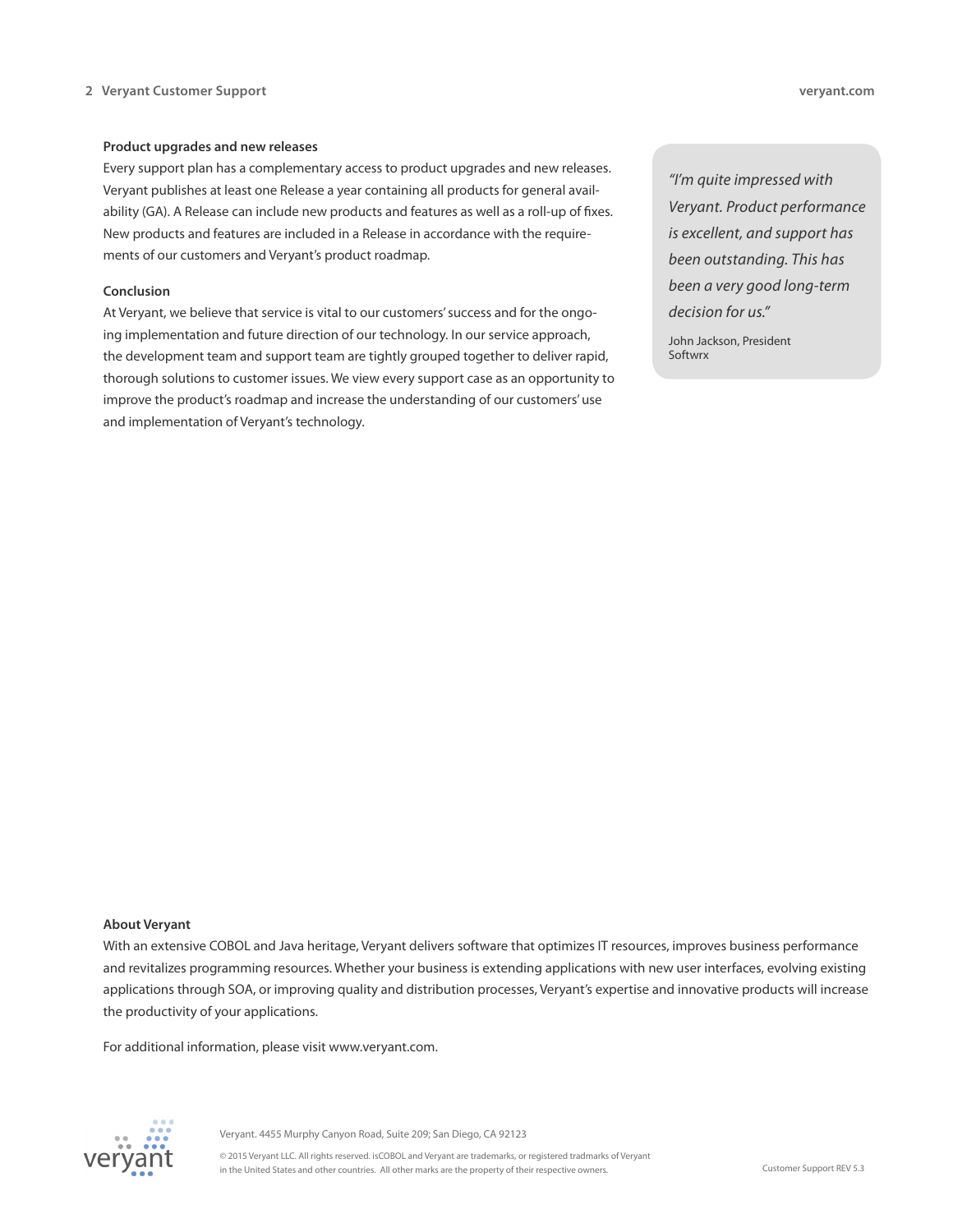### Product upgrades and new releases

Every support plan has a complementary access to product upgrades and new releases. Veryant publishes at least one Release a year containing all products for general availability (GA). A Release can include new products and features as well as a roll-up of fixes. New products and features are included in a Release in accordance with the requirements of our customers and Veryant's product roadmap.

### Conclusion

At Veryant, we believe that service is vital to our customers' success and for the ongoing implementation and future direction of our technology. In our service approach, the development team and support team are tightly grouped together to deliver rapid, thorough solutions to customer issues. We view every support case as an opportunity to improve the product's roadmap and increase the understanding of our customers' use and implementation of Veryant's technology.

> *"I'm quite impressed with Veryant. Product performance is excellent, and support has been outstanding. This has been a very good long-term decision for us."*
>
> John Jackson, President
> Softwrx

### About Veryant

With an extensive COBOL and Java heritage, Veryant delivers software that optimizes IT resources, improves business performance and revitalizes programming resources. Whether your business is extending applications with new user interfaces, evolving existing applications through SOA, or improving quality and distribution processes, Veryant's expertise and innovative products will increase the productivity of your applications.

For additional information, please visit www.veryant.com.

Veryant. 4455 Murphy Canyon Road, Suite 209; San Diego, CA 92123

© 2015 Veryant LLC. All rights reserved. isCOBOL and Veryant are trademarks, or registered tradmarks of Veryant in the United States and other countries. All other marks are the property of their respective owners.

Customer Support REV 5.3